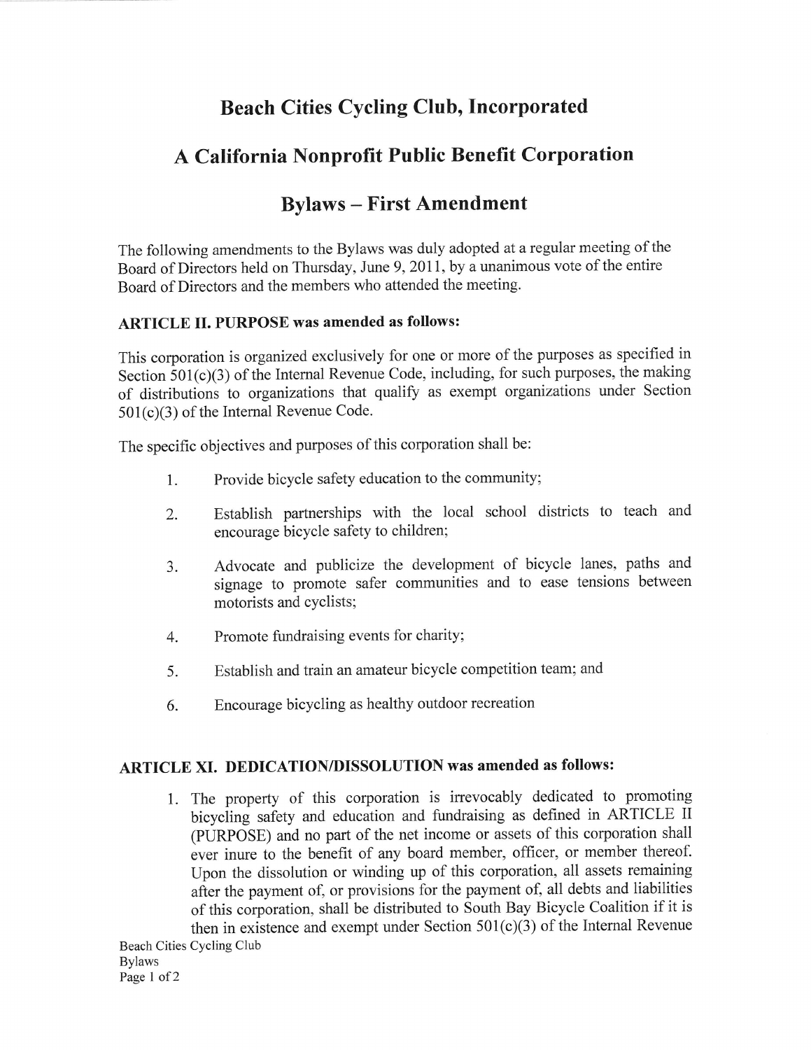# Beach Cities Cycling Club, Incorporated

## A California Nonprofit Public Benefit Corporation

## Bylaws – First Amendment

The following amendments to the Bylaws was duly adopted at a regular meeting of the Board of Directors held on Thursday, June 9, 2011, by a unanimous vote of the entire Board of Directors and the members who attended the meeting.

### ARTICLE II. PURPOSE was amended as follows:

This corporation is organized exclusively for one or more of the purposes as specified in Section 501(c)(3) of the Internal Revenue Code, including, for such purposes, the making of distributions to organizations that qualify as exempt organizations under Section 501(c)(3) of the Internal Revenue Code.

The specific objectives and purposes of this corporation shall be:

1. Provide bicycle safety education to the community;
2. Establish partnerships with the local school districts to teach and encourage bicycle safety to children;
3. Advocate and publicize the development of bicycle lanes, paths and signage to promote safer communities and to ease tensions between motorists and cyclists;
4. Promote fundraising events for charity;
5. Establish and train an amateur bicycle competition team; and
6. Encourage bicycling as healthy outdoor recreation

### ARTICLE XI. DEDICATION/DISSOLUTION was amended as follows:

1. The property of this corporation is irrevocably dedicated to promoting bicycling safety and education and fundraising as defined in ARTICLE II (PURPOSE) and no part of the net income or assets of this corporation shall ever inure to the benefit of any board member, officer, or member thereof. Upon the dissolution or winding up of this corporation, all assets remaining after the payment of, or provisions for the payment of, all debts and liabilities of this corporation, shall be distributed to South Bay Bicycle Coalition if it is then in existence and exempt under Section 501(c)(3) of the Internal Revenue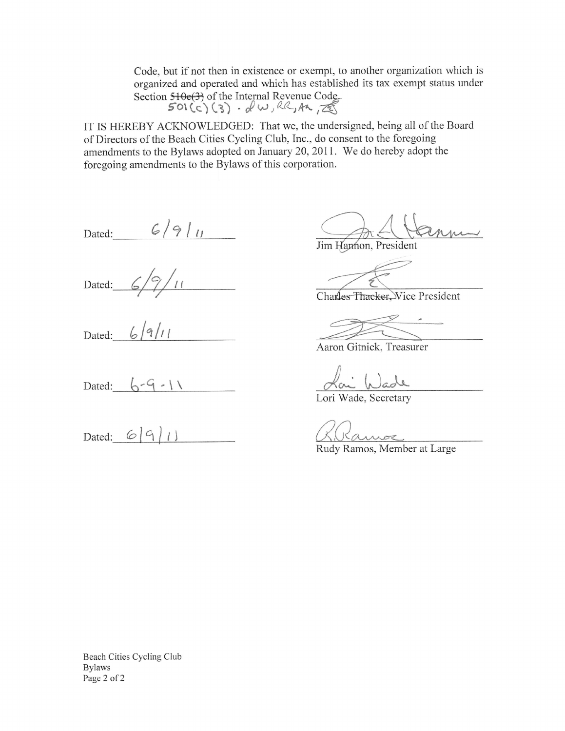Code, but if not then in existence or exempt, to another organization which is organized and operated and which has established its tax exempt status under Section ~~510c(3)~~ of the Internal Revenue Code.
501(c)(3) · LW, RR, AR, CT

IT IS HEREBY ACKNOWLEDGED: That we, the undersigned, being all of the Board of Directors of the Beach Cities Cycling Club, Inc., do consent to the foregoing amendments to the Bylaws adopted on January 20, 2011. We do hereby adopt the foregoing amendments to the Bylaws of this corporation.

Dated: 6/9/11

Jim Hannon, President

Dated: 6/9/11

Charles Thacker, Vice President

Dated: 6/9/11

Aaron Gitnick, Treasurer

Dated: 6-9-11

Lori Wade, Secretary

Dated: 6/9/11

Rudy Ramos, Member at Large

Beach Cities Cycling Club
Bylaws